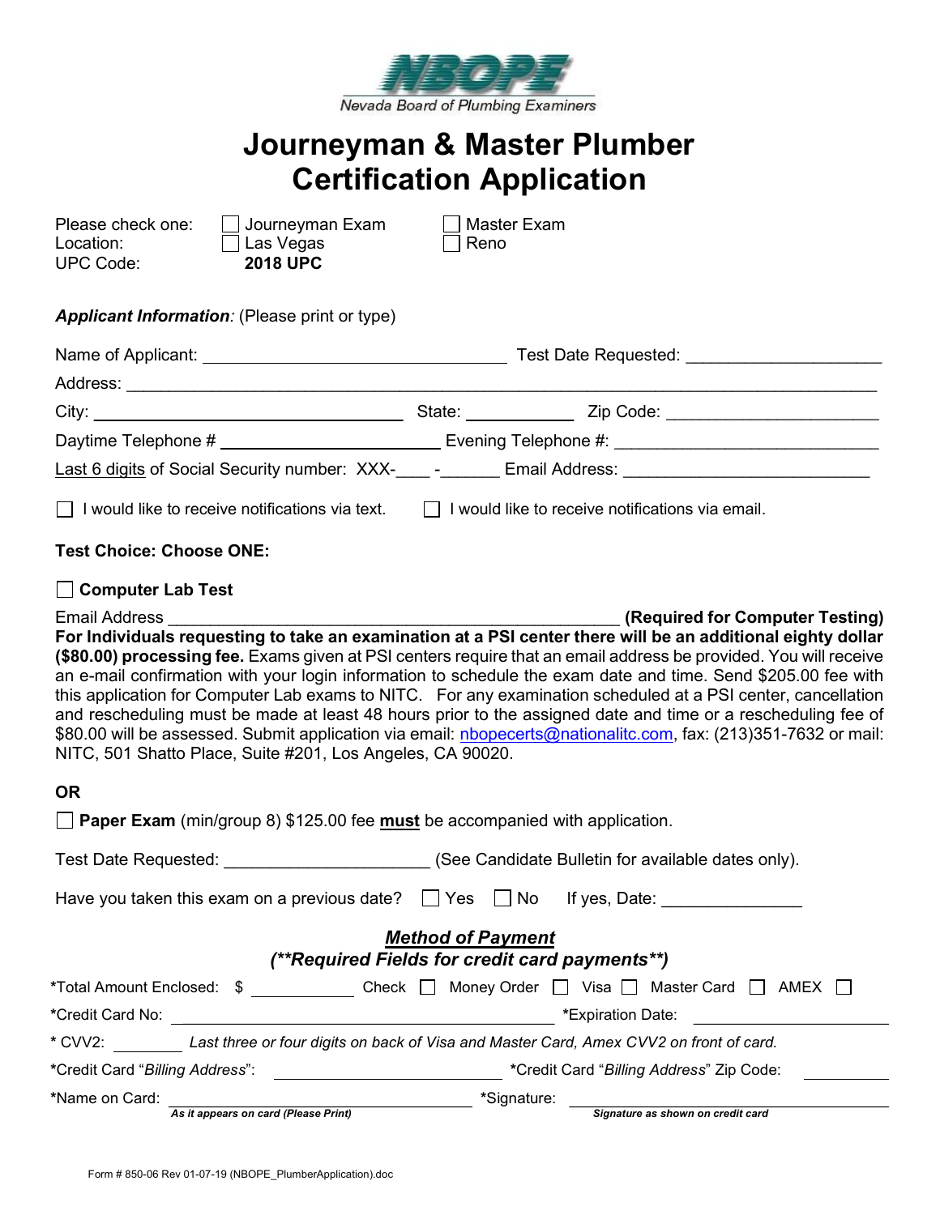NBOPE

Nevada Board of Plumbing Examiners

# Journeyman & Master Plumber Certification Application

Please check one: ☐ Journeyman Exam ☐ Master Exam

Location: ☐ Las Vegas ☐ Reno

UPC Code: **2018 UPC**

***Applicant Information***: (Please print or type)

Name of Applicant: ________________________ Test Date Requested: ____________________

Address: ______________________________________________________________________

City: ________________________ State: __________ Zip Code: ____________________

Daytime Telephone # ____________________ Evening Telephone #: ________________________

Last 6 digits of Social Security number: XXX-___ -______ Email Address: ______________________

☐ I would like to receive notifications via text. ☐ I would like to receive notifications via email.

**Test Choice: Choose ONE:**

☐ **Computer Lab Test**

Email Address ____________________________________________ **(Required for Computer Testing)**

**For Individuals requesting to take an examination at a PSI center there will be an additional eighty dollar ($80.00) processing fee.** Exams given at PSI centers require that an email address be provided. You will receive an e-mail confirmation with your login information to schedule the exam date and time. Send $205.00 fee with this application for Computer Lab exams to NITC. For any examination scheduled at a PSI center, cancellation and rescheduling must be made at least 48 hours prior to the assigned date and time or a rescheduling fee of $80.00 will be assessed. Submit application via email: nbopecerts@nationalitc.com, fax: (213)351-7632 or mail: NITC, 501 Shatto Place, Suite #201, Los Angeles, CA 90020.

**OR**

☐ **Paper Exam** (min/group 8) $125.00 fee **must** be accompanied with application.

Test Date Requested: ____________________ (See Candidate Bulletin for available dates only).

Have you taken this exam on a previous date? ☐ Yes ☐ No If yes, Date: ______________

***Method of Payment***

***(**Required Fields for credit card payments**)***

*Total Amount Enclosed: $ __________ Check ☐ Money Order ☐ Visa ☐ Master Card ☐ AMEX ☐

*Credit Card No: ________________________________ *Expiration Date: ________________

* CVV2: ________ *Last three or four digits on back of Visa and Master Card, Amex CVV2 on front of card.*

*Credit Card "*Billing Address*": ________________________ *Credit Card "*Billing Address*" Zip Code: ________

*Name on Card: ________________________ *Signature: ________________________

***As it appears on card (Please Print)*** ***Signature as shown on credit card***

Form # 850-06 Rev 01-07-19 (NBOPE_PlumberApplication).doc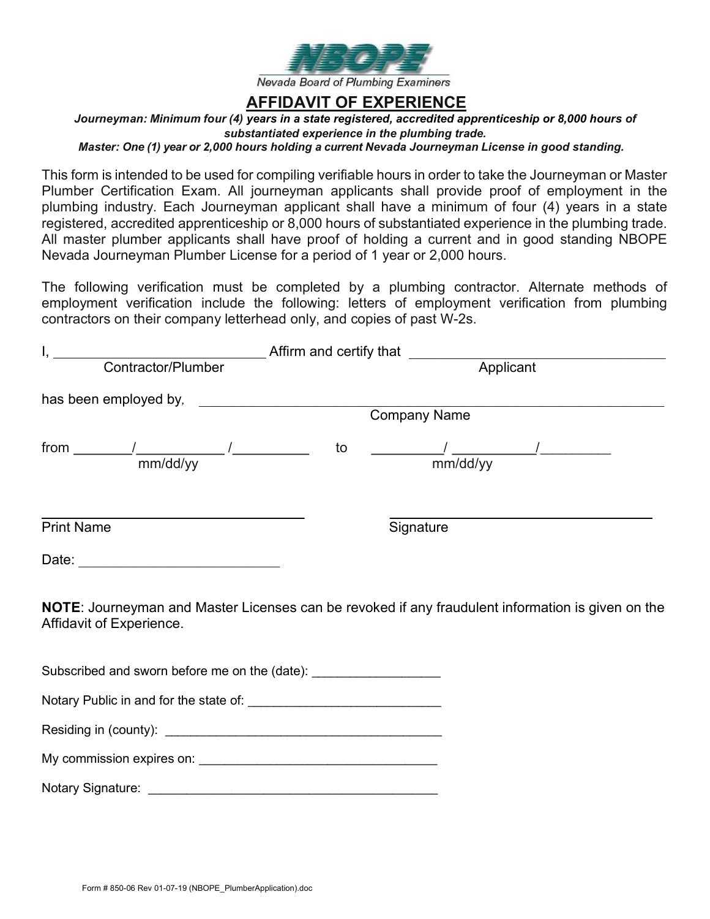NBOPE

Nevada Board of Plumbing Examiners

# AFFIDAVIT OF EXPERIENCE

***Journeyman: Minimum four (4) years in a state registered, accredited apprenticeship or 8,000 hours of substantiated experience in the plumbing trade.***

***Master: One (1) year or 2,000 hours holding a current Nevada Journeyman License in good standing.***

This form is intended to be used for compiling verifiable hours in order to take the Journeyman or Master Plumber Certification Exam. All journeyman applicants shall provide proof of employment in the plumbing industry. Each Journeyman applicant shall have a minimum of four (4) years in a state registered, accredited apprenticeship or 8,000 hours of substantiated experience in the plumbing trade. All master plumber applicants shall have proof of holding a current and in good standing NBOPE Nevada Journeyman Plumber License for a period of 1 year or 2,000 hours.

The following verification must be completed by a plumbing contractor. Alternate methods of employment verification include the following: letters of employment verification from plumbing contractors on their company letterhead only, and copies of past W-2s.

I, ___________________________ Affirm and certify that _________________________________
Contractor/Plumber Applicant

has been employed by, ___________________________________________________________
Company Name

from _______/___________ /__________ to _________/ ___________/_________
mm/dd/yy mm/dd/yy

_________________________________ _________________________________
Print Name Signature

Date: __________________________

**NOTE**: Journeyman and Master Licenses can be revoked if any fraudulent information is given on the Affidavit of Experience.

Subscribed and sworn before me on the (date): __________________

Notary Public in and for the state of: ___________________________

Residing in (county): ________________________________________

My commission expires on: __________________________________

Notary Signature: ________________________________________

Form # 850-06 Rev 01-07-19 (NBOPE_PlumberApplication).doc